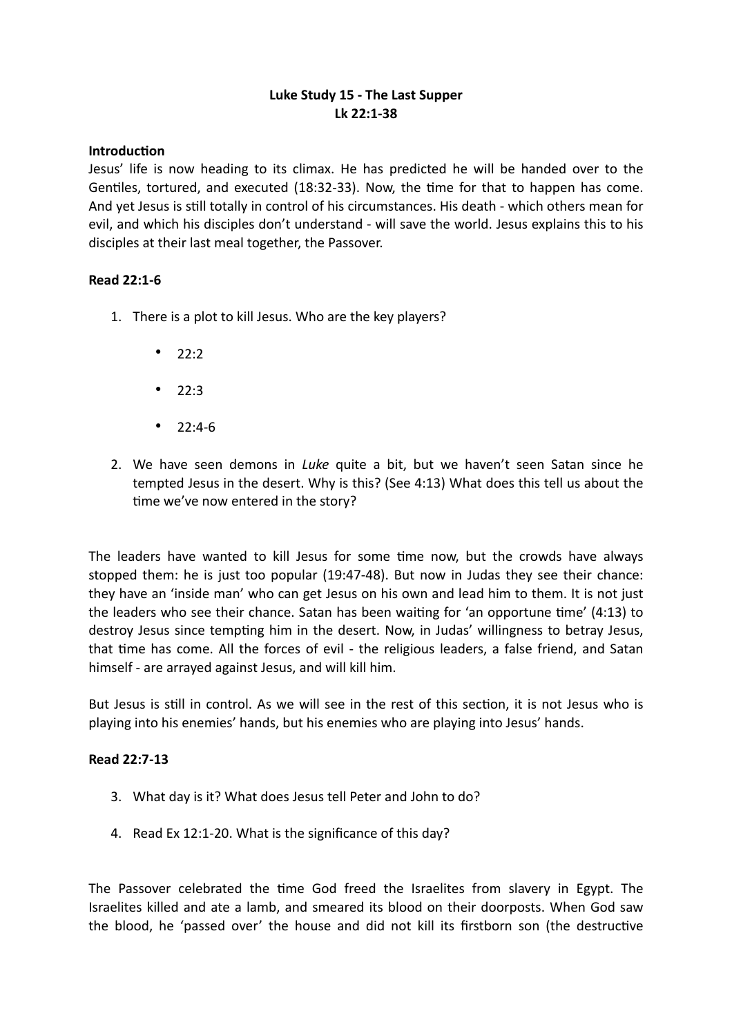**Luke Study 15 - The Last Supper**
**Lk 22:1-38**

**Introduction**
Jesus' life is now heading to its climax. He has predicted he will be handed over to the Gentiles, tortured, and executed (18:32-33). Now, the time for that to happen has come. And yet Jesus is still totally in control of his circumstances. His death - which others mean for evil, and which his disciples don't understand - will save the world. Jesus explains this to his disciples at their last meal together, the Passover.

**Read 22:1-6**

1. There is a plot to kill Jesus. Who are the key players?

    - 22:2

    - 22:3

    - 22:4-6

2. We have seen demons in *Luke* quite a bit, but we haven't seen Satan since he tempted Jesus in the desert. Why is this? (See 4:13) What does this tell us about the time we've now entered in the story?

The leaders have wanted to kill Jesus for some time now, but the crowds have always stopped them: he is just too popular (19:47-48). But now in Judas they see their chance: they have an 'inside man' who can get Jesus on his own and lead him to them. It is not just the leaders who see their chance. Satan has been waiting for 'an opportune time' (4:13) to destroy Jesus since tempting him in the desert. Now, in Judas' willingness to betray Jesus, that time has come. All the forces of evil - the religious leaders, a false friend, and Satan himself - are arrayed against Jesus, and will kill him.

But Jesus is still in control. As we will see in the rest of this section, it is not Jesus who is playing into his enemies' hands, but his enemies who are playing into Jesus' hands.

**Read 22:7-13**

3. What day is it? What does Jesus tell Peter and John to do?

4. Read Ex 12:1-20. What is the significance of this day?

The Passover celebrated the time God freed the Israelites from slavery in Egypt. The Israelites killed and ate a lamb, and smeared its blood on their doorposts. When God saw the blood, he 'passed over' the house and did not kill its firstborn son (the destructive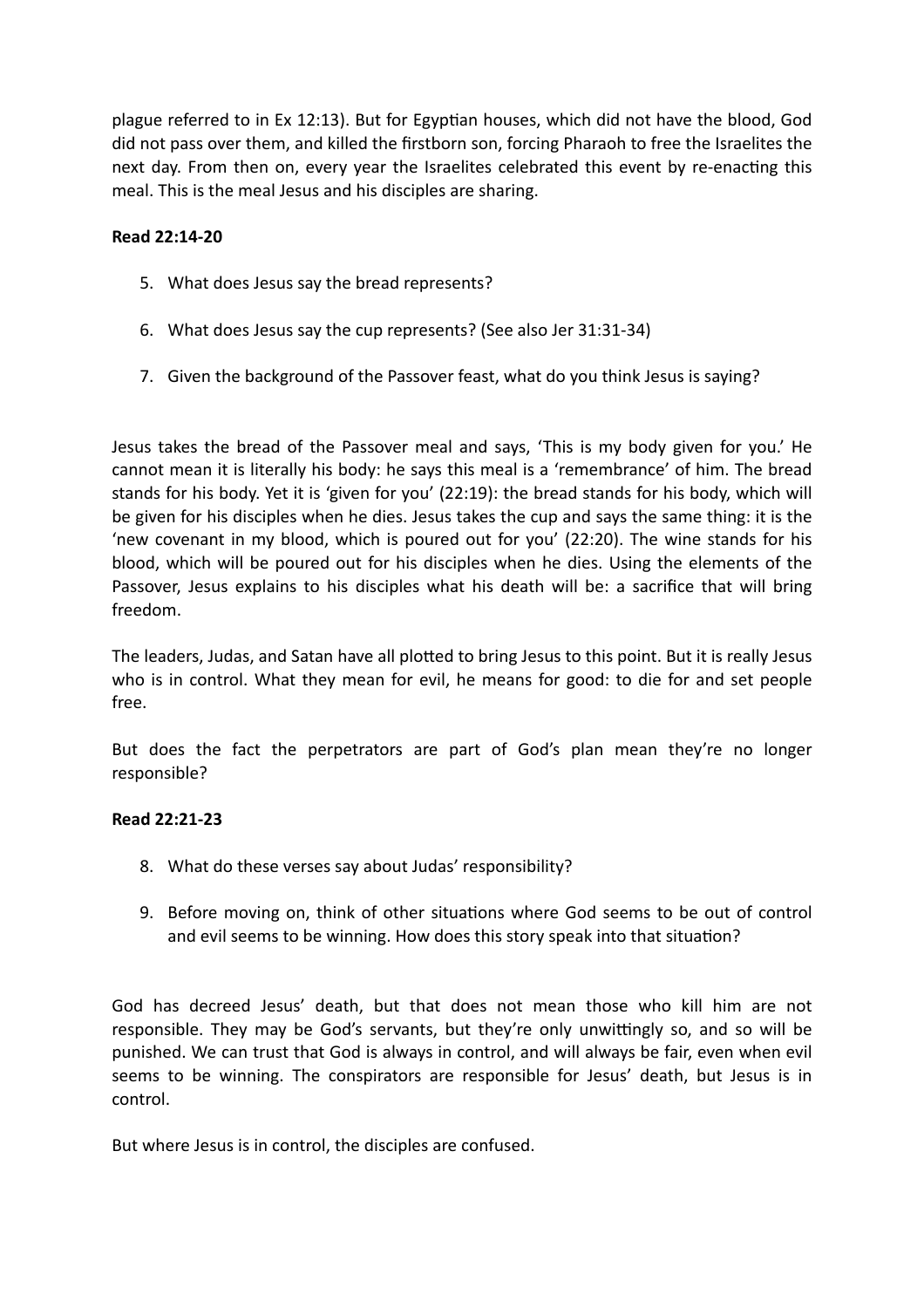plague referred to in Ex 12:13). But for Egyptian houses, which did not have the blood, God did not pass over them, and killed the firstborn son, forcing Pharaoh to free the Israelites the next day. From then on, every year the Israelites celebrated this event by re-enacting this meal. This is the meal Jesus and his disciples are sharing.

**Read 22:14-20**

5. What does Jesus say the bread represents?

6. What does Jesus say the cup represents? (See also Jer 31:31-34)

7. Given the background of the Passover feast, what do you think Jesus is saying?

Jesus takes the bread of the Passover meal and says, 'This is my body given for you.' He cannot mean it is literally his body: he says this meal is a 'remembrance' of him. The bread stands for his body. Yet it is 'given for you' (22:19): the bread stands for his body, which will be given for his disciples when he dies. Jesus takes the cup and says the same thing: it is the 'new covenant in my blood, which is poured out for you' (22:20). The wine stands for his blood, which will be poured out for his disciples when he dies. Using the elements of the Passover, Jesus explains to his disciples what his death will be: a sacrifice that will bring freedom.

The leaders, Judas, and Satan have all plotted to bring Jesus to this point. But it is really Jesus who is in control. What they mean for evil, he means for good: to die for and set people free.

But does the fact the perpetrators are part of God's plan mean they're no longer responsible?

**Read 22:21-23**

8. What do these verses say about Judas' responsibility?

9. Before moving on, think of other situations where God seems to be out of control and evil seems to be winning. How does this story speak into that situation?

God has decreed Jesus' death, but that does not mean those who kill him are not responsible. They may be God's servants, but they're only unwittingly so, and so will be punished. We can trust that God is always in control, and will always be fair, even when evil seems to be winning. The conspirators are responsible for Jesus' death, but Jesus is in control.

But where Jesus is in control, the disciples are confused.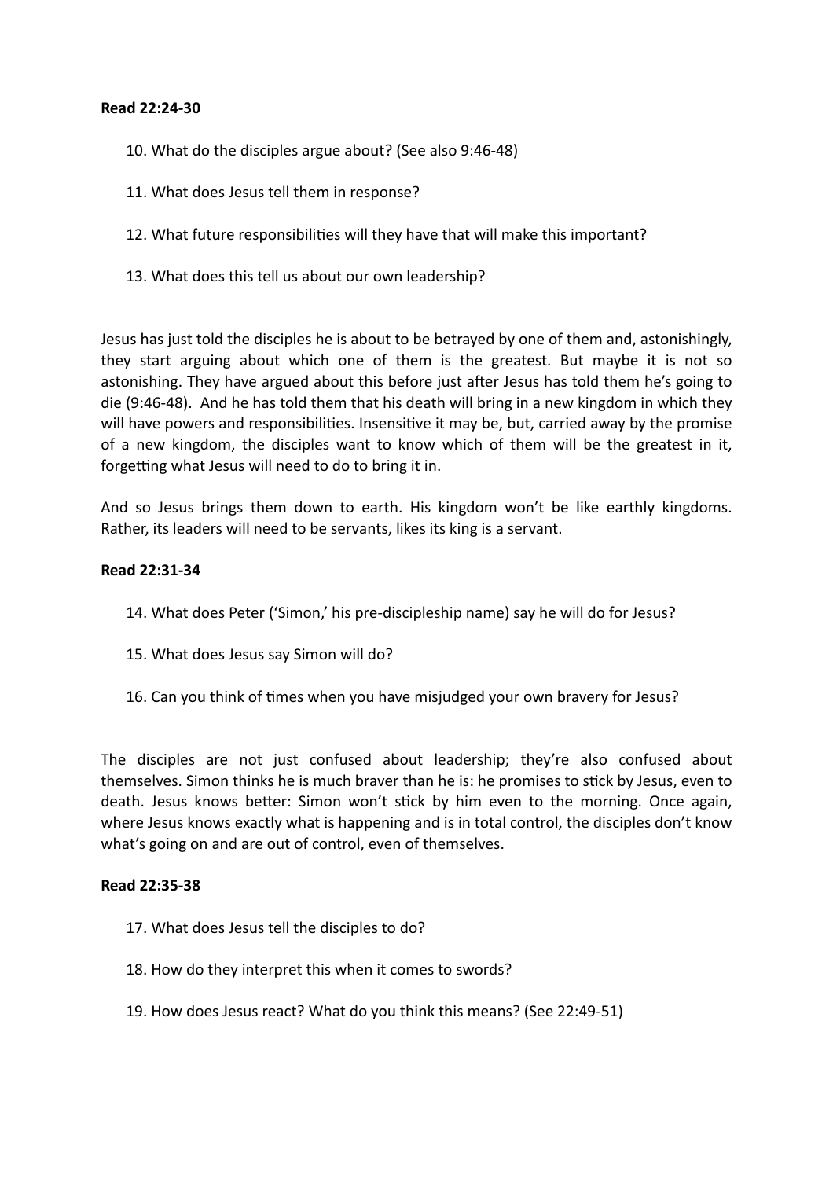**Read 22:24-30**

10. What do the disciples argue about? (See also 9:46-48)

11. What does Jesus tell them in response?

12. What future responsibilities will they have that will make this important?

13. What does this tell us about our own leadership?

Jesus has just told the disciples he is about to be betrayed by one of them and, astonishingly, they start arguing about which one of them is the greatest. But maybe it is not so astonishing. They have argued about this before just after Jesus has told them he's going to die (9:46-48). And he has told them that his death will bring in a new kingdom in which they will have powers and responsibilities. Insensitive it may be, but, carried away by the promise of a new kingdom, the disciples want to know which of them will be the greatest in it, forgetting what Jesus will need to do to bring it in.

And so Jesus brings them down to earth. His kingdom won't be like earthly kingdoms. Rather, its leaders will need to be servants, likes its king is a servant.

**Read 22:31-34**

14. What does Peter ('Simon,' his pre-discipleship name) say he will do for Jesus?

15. What does Jesus say Simon will do?

16. Can you think of times when you have misjudged your own bravery for Jesus?

The disciples are not just confused about leadership; they're also confused about themselves. Simon thinks he is much braver than he is: he promises to stick by Jesus, even to death. Jesus knows better: Simon won't stick by him even to the morning. Once again, where Jesus knows exactly what is happening and is in total control, the disciples don't know what's going on and are out of control, even of themselves.

**Read 22:35-38**

17. What does Jesus tell the disciples to do?

18. How do they interpret this when it comes to swords?

19. How does Jesus react? What do you think this means? (See 22:49-51)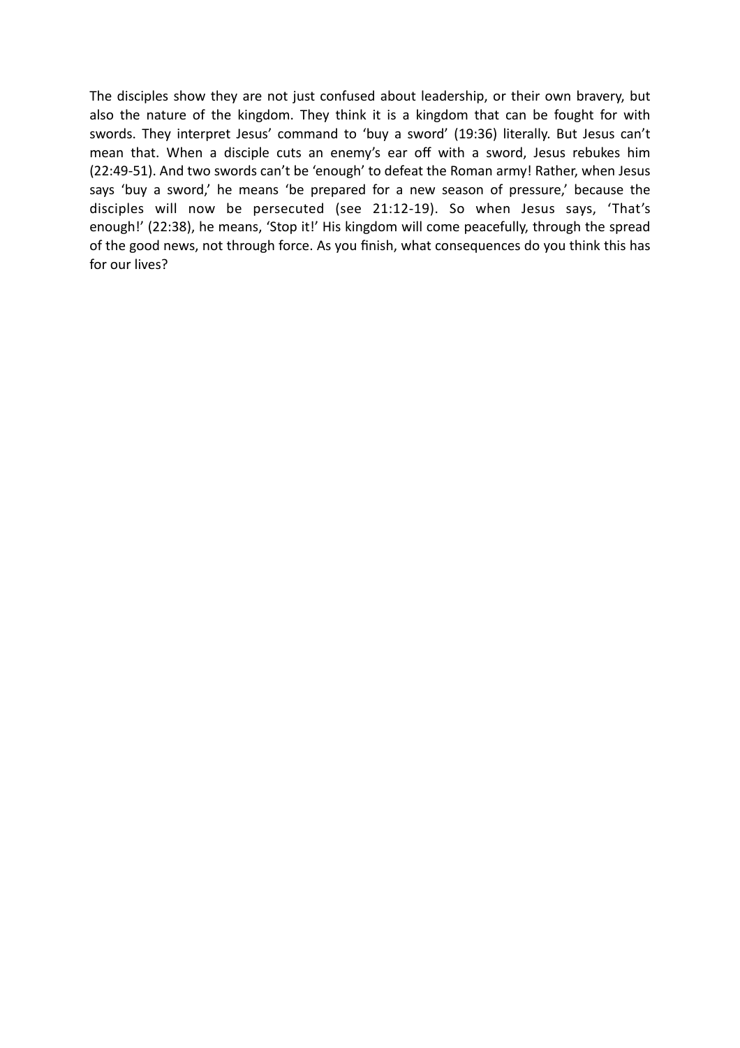The disciples show they are not just confused about leadership, or their own bravery, but also the nature of the kingdom. They think it is a kingdom that can be fought for with swords. They interpret Jesus' command to 'buy a sword' (19:36) literally. But Jesus can't mean that. When a disciple cuts an enemy's ear off with a sword, Jesus rebukes him (22:49-51). And two swords can't be 'enough' to defeat the Roman army! Rather, when Jesus says 'buy a sword,' he means 'be prepared for a new season of pressure,' because the disciples will now be persecuted (see 21:12-19). So when Jesus says, 'That's enough!' (22:38), he means, 'Stop it!' His kingdom will come peacefully, through the spread of the good news, not through force. As you finish, what consequences do you think this has for our lives?